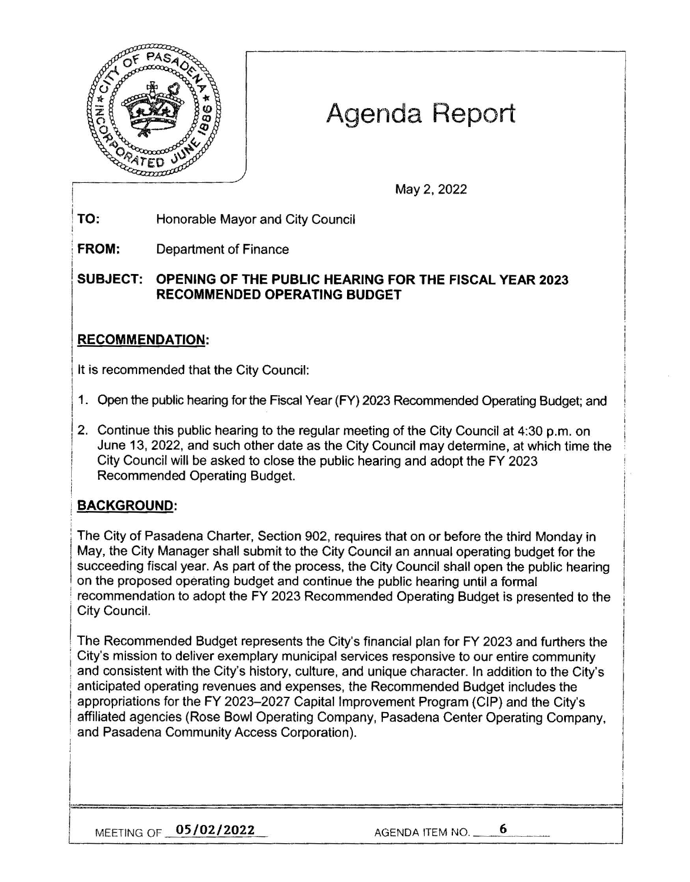# Agenda Report

May 2, 2022

**TO:** Honorable Mayor and City Council

**FROM:** Department of Finance

**SUBJECT: OPENING OF THE PUBLIC HEARING FOR THE FISCAL YEAR 2023 RECOMMENDED OPERATING BUDGET**

## RECOMMENDATION:

It is recommended that the City Council:

1. Open the public hearing for the Fiscal Year (FY) 2023 Recommended Operating Budget; and
2. Continue this public hearing to the regular meeting of the City Council at 4:30 p.m. on June 13, 2022, and such other date as the City Council may determine, at which time the City Council will be asked to close the public hearing and adopt the FY 2023 Recommended Operating Budget.

## BACKGROUND:

The City of Pasadena Charter, Section 902, requires that on or before the third Monday in May, the City Manager shall submit to the City Council an annual operating budget for the succeeding fiscal year. As part of the process, the City Council shall open the public hearing on the proposed operating budget and continue the public hearing until a formal recommendation to adopt the FY 2023 Recommended Operating Budget is presented to the City Council.

The Recommended Budget represents the City's financial plan for FY 2023 and furthers the City's mission to deliver exemplary municipal services responsive to our entire community and consistent with the City's history, culture, and unique character. In addition to the City's anticipated operating revenues and expenses, the Recommended Budget includes the appropriations for the FY 2023–2027 Capital Improvement Program (CIP) and the City's affiliated agencies (Rose Bowl Operating Company, Pasadena Center Operating Company, and Pasadena Community Access Corporation).

MEETING OF 05/02/2022 AGENDA ITEM NO. 6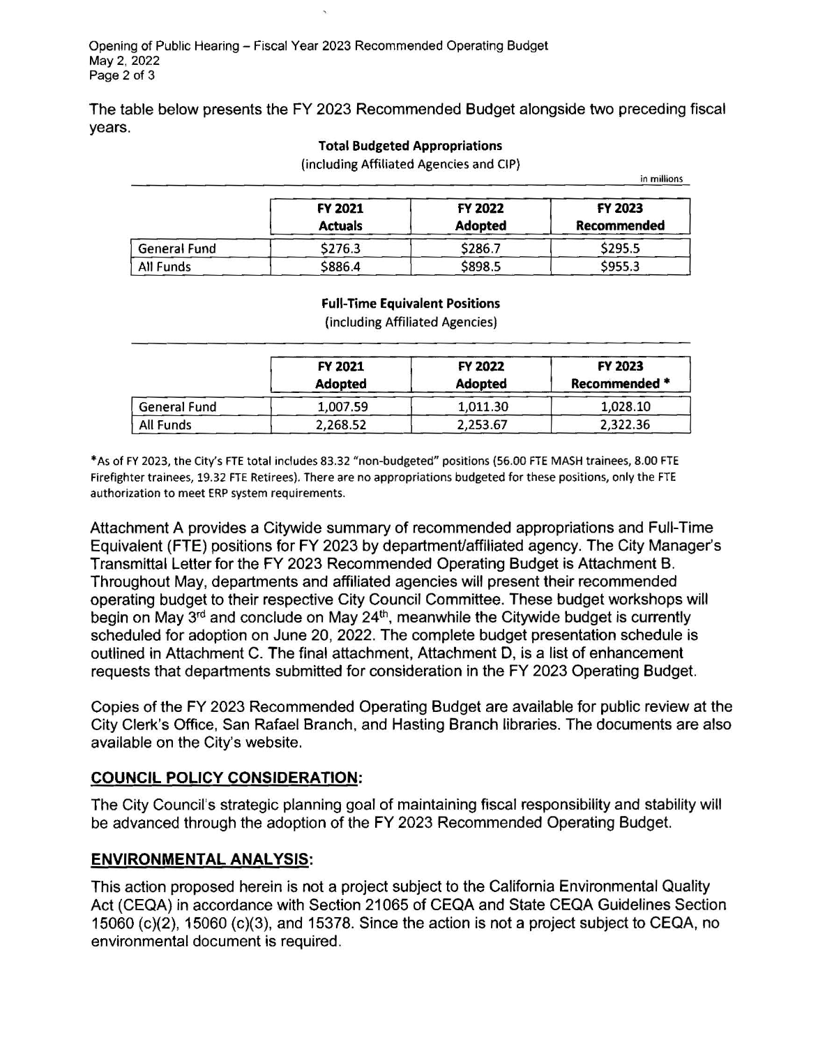The table below presents the FY 2023 Recommended Budget alongside two preceding fiscal years.

**Total Budgeted Appropriations**
(including Affiliated Agencies and CIP)

in millions

| | FY 2021 Actuals | FY 2022 Adopted | FY 2023 Recommended |
|---|---|---|---|
| General Fund | $276.3 | $286.7 | $295.5 |
| All Funds | $886.4 | $898.5 | $955.3 |

**Full-Time Equivalent Positions**
(including Affiliated Agencies)

| | FY 2021 Adopted | FY 2022 Adopted | FY 2023 Recommended * |
|---|---|---|---|
| General Fund | 1,007.59 | 1,011.30 | 1,028.10 |
| All Funds | 2,268.52 | 2,253.67 | 2,322.36 |

*As of FY 2023, the City's FTE total includes 83.32 "non-budgeted" positions (56.00 FTE MASH trainees, 8.00 FTE Firefighter trainees, 19.32 FTE Retirees). There are no appropriations budgeted for these positions, only the FTE authorization to meet ERP system requirements.

Attachment A provides a Citywide summary of recommended appropriations and Full-Time Equivalent (FTE) positions for FY 2023 by department/affiliated agency. The City Manager's Transmittal Letter for the FY 2023 Recommended Operating Budget is Attachment B. Throughout May, departments and affiliated agencies will present their recommended operating budget to their respective City Council Committee. These budget workshops will begin on May 3rd and conclude on May 24th, meanwhile the Citywide budget is currently scheduled for adoption on June 20, 2022. The complete budget presentation schedule is outlined in Attachment C. The final attachment, Attachment D, is a list of enhancement requests that departments submitted for consideration in the FY 2023 Operating Budget.

Copies of the FY 2023 Recommended Operating Budget are available for public review at the City Clerk's Office, San Rafael Branch, and Hasting Branch libraries. The documents are also available on the City's website.

## COUNCIL POLICY CONSIDERATION:

The City Council's strategic planning goal of maintaining fiscal responsibility and stability will be advanced through the adoption of the FY 2023 Recommended Operating Budget.

## ENVIRONMENTAL ANALYSIS:

This action proposed herein is not a project subject to the California Environmental Quality Act (CEQA) in accordance with Section 21065 of CEQA and State CEQA Guidelines Section 15060 (c)(2), 15060 (c)(3), and 15378. Since the action is not a project subject to CEQA, no environmental document is required.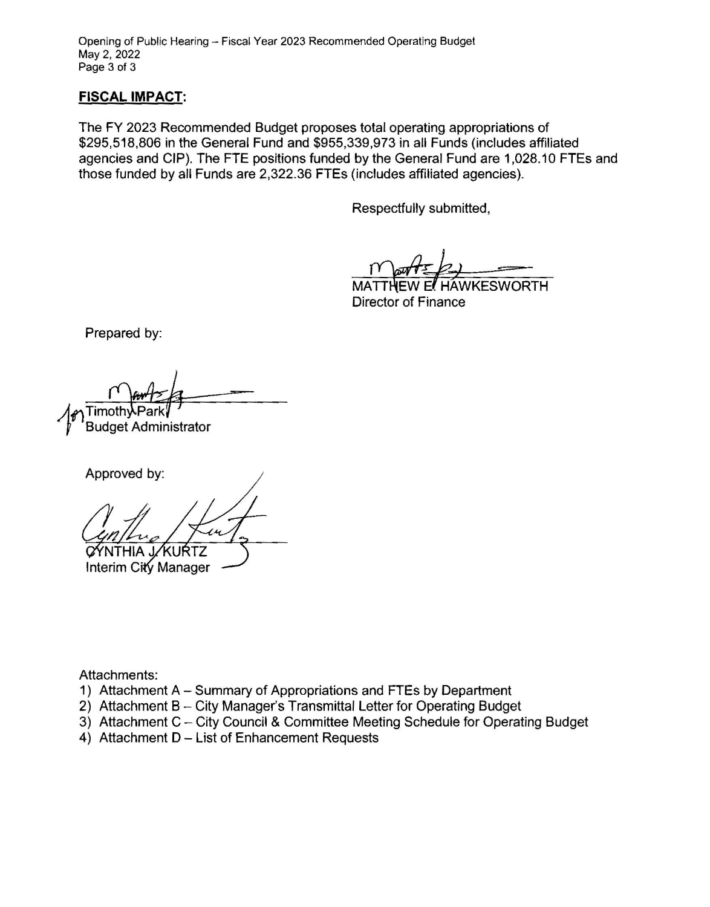**FISCAL IMPACT**:

The FY 2023 Recommended Budget proposes total operating appropriations of $295,518,806 in the General Fund and $955,339,973 in all Funds (includes affiliated agencies and CIP). The FTE positions funded by the General Fund are 1,028.10 FTEs and those funded by all Funds are 2,322.36 FTEs (includes affiliated agencies).

Respectfully submitted,

MATTHEW E. HAWKESWORTH
Director of Finance

Prepared by:

for Timothy Park
Budget Administrator

Approved by:

CYNTHIA J. KURTZ
Interim City Manager

Attachments:

1) Attachment A – Summary of Appropriations and FTEs by Department
2) Attachment B – City Manager's Transmittal Letter for Operating Budget
3) Attachment C – City Council & Committee Meeting Schedule for Operating Budget
4) Attachment D – List of Enhancement Requests